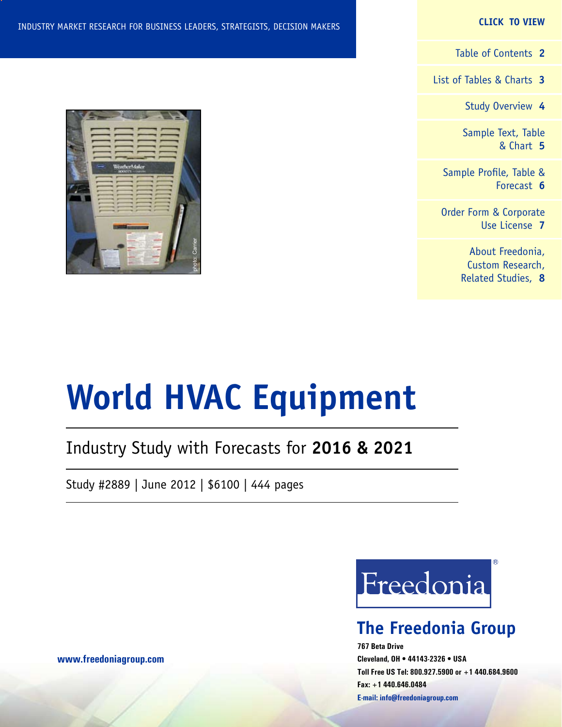INDUSTRY MARKET RESEARCH FOR BUSINESS LEADERS, STRATEGISTS, DECISION MAKERS

**CLICK TO VIEW**

- Table of Contents **2**
- List of Tables & Charts **3**
- Study Overview **4**
- Sample Text, Table & Chart **5**
- Sample Profile, Table & Forecast **6**
- Order Form & Corporate Use License **7**
- About Freedonia, Custom Research, Related Studies, **8**

photo: Carrier

# World HVAC Equipment

## Industry Study with Forecasts for **2016 & 2021**

Study #2889 | June 2012 | $6100 | 444 pages

Freedonia®

**The Freedonia Group**

**767 Beta Drive**
**Cleveland, OH • 44143-2326 • USA**
**Toll Free US Tel: 800.927.5900 or +1 440.684.9600**
**Fax: +1 440.646.0484**
**E-mail: info@freedoniagroup.com**

**www.freedoniagroup.com**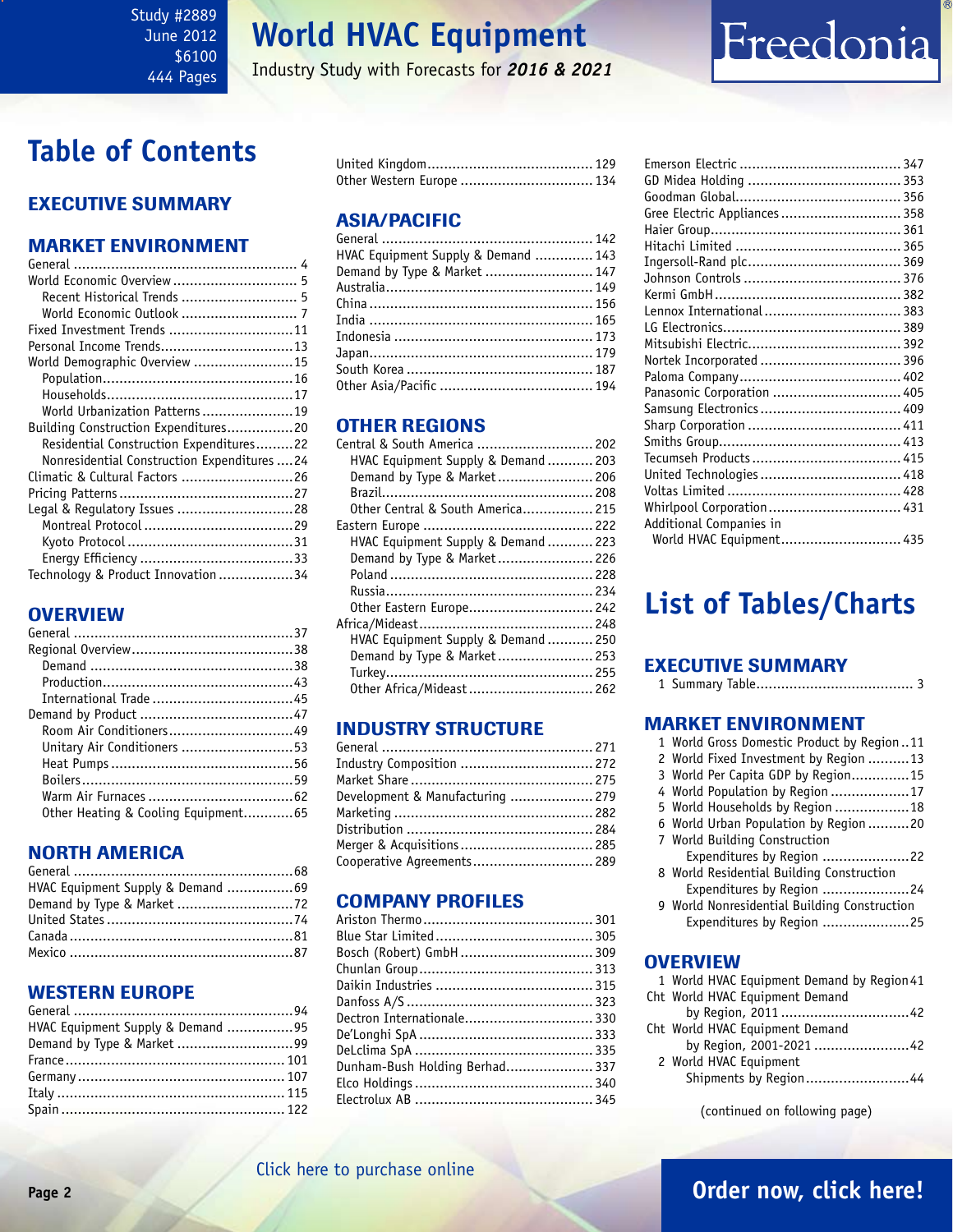Study #2889
June 2012
$6100
444 Pages

# World HVAC Equipment

Industry Study with Forecasts for ***2016 & 2021***

Freedonia

# Table of Contents

## EXECUTIVE SUMMARY

## MARKET ENVIRONMENT

General ..... 4
World Economic Overview ..... 5
- Recent Historical Trends ..... 5
- World Economic Outlook ..... 7

Fixed Investment Trends ..... 11
Personal Income Trends ..... 13
World Demographic Overview ..... 15
- Population ..... 16
- Households ..... 17
- World Urbanization Patterns ..... 19

Building Construction Expenditures ..... 20
- Residential Construction Expenditures ..... 22
- Nonresidential Construction Expenditures ..... 24

Climatic & Cultural Factors ..... 26
Pricing Patterns ..... 27
Legal & Regulatory Issues ..... 28
- Montreal Protocol ..... 29
- Kyoto Protocol ..... 31
- Energy Efficiency ..... 33

Technology & Product Innovation ..... 34

## OVERVIEW

General ..... 37
Regional Overview ..... 38
- Demand ..... 38
- Production ..... 43
- International Trade ..... 45

Demand by Product ..... 47
- Room Air Conditioners ..... 49
- Unitary Air Conditioners ..... 53
- Heat Pumps ..... 56
- Boilers ..... 59
- Warm Air Furnaces ..... 62
- Other Heating & Cooling Equipment ..... 65

## NORTH AMERICA

General ..... 68
HVAC Equipment Supply & Demand ..... 69
Demand by Type & Market ..... 72
United States ..... 74
Canada ..... 81
Mexico ..... 87

## WESTERN EUROPE

General ..... 94
HVAC Equipment Supply & Demand ..... 95
Demand by Type & Market ..... 99
France ..... 101
Germany ..... 107
Italy ..... 115
Spain ..... 122
United Kingdom ..... 129
Other Western Europe ..... 134

## ASIA/PACIFIC

General ..... 142
HVAC Equipment Supply & Demand ..... 143
Demand by Type & Market ..... 147
Australia ..... 149
China ..... 156
India ..... 165
Indonesia ..... 173
Japan ..... 179
South Korea ..... 187
Other Asia/Pacific ..... 194

## OTHER REGIONS

Central & South America ..... 202
- HVAC Equipment Supply & Demand ..... 203
- Demand by Type & Market ..... 206
- Brazil ..... 208
- Other Central & South America ..... 215

Eastern Europe ..... 222
- HVAC Equipment Supply & Demand ..... 223
- Demand by Type & Market ..... 226
- Poland ..... 228
- Russia ..... 234
- Other Eastern Europe ..... 242

Africa/Mideast ..... 248
- HVAC Equipment Supply & Demand ..... 250
- Demand by Type & Market ..... 253
- Turkey ..... 255
- Other Africa/Mideast ..... 262

## INDUSTRY STRUCTURE

General ..... 271
Industry Composition ..... 272
Market Share ..... 275
Development & Manufacturing ..... 279
Marketing ..... 282
Distribution ..... 284
Merger & Acquisitions ..... 285
Cooperative Agreements ..... 289

## COMPANY PROFILES

Ariston Thermo ..... 301
Blue Star Limited ..... 305
Bosch (Robert) GmbH ..... 309
Chunlan Group ..... 313
Daikin Industries ..... 315
Danfoss A/S ..... 323
Dectron Internationale ..... 330
De'Longhi SpA ..... 333
DeClima SpA ..... 335
Dunham-Bush Holding Berhad ..... 337
Elco Holdings ..... 340
Electrolux AB ..... 345
Emerson Electric ..... 347
GD Midea Holding ..... 353
Goodman Global ..... 356
Gree Electric Appliances ..... 358
Haier Group ..... 361
Hitachi Limited ..... 365
Ingersoll-Rand plc ..... 369
Johnson Controls ..... 376
Kermi GmbH ..... 382
Lennox International ..... 383
LG Electronics ..... 389
Mitsubishi Electric ..... 392
Nortek Incorporated ..... 396
Paloma Company ..... 402
Panasonic Corporation ..... 405
Samsung Electronics ..... 409
Sharp Corporation ..... 411
Smiths Group ..... 413
Tecumseh Products ..... 415
United Technologies ..... 418
Voltas Limited ..... 428
Whirlpool Corporation ..... 431
Additional Companies in World HVAC Equipment ..... 435

# List of Tables/Charts

## EXECUTIVE SUMMARY

1 Summary Table ..... 3

## MARKET ENVIRONMENT

1 World Gross Domestic Product by Region ..... 11
2 World Fixed Investment by Region ..... 13
3 World Per Capita GDP by Region ..... 15
4 World Population by Region ..... 17
5 World Households by Region ..... 18
6 World Urban Population by Region ..... 20
7 World Building Construction Expenditures by Region ..... 22
8 World Residential Building Construction Expenditures by Region ..... 24
9 World Nonresidential Building Construction Expenditures by Region ..... 25

## OVERVIEW

1 World HVAC Equipment Demand by Region ..... 41
Cht World HVAC Equipment Demand by Region, 2011 ..... 42
Cht World HVAC Equipment Demand by Region, 2001-2021 ..... 42
2 World HVAC Equipment Shipments by Region ..... 44

(continued on following page)

Click here to purchase online

Order now, click here!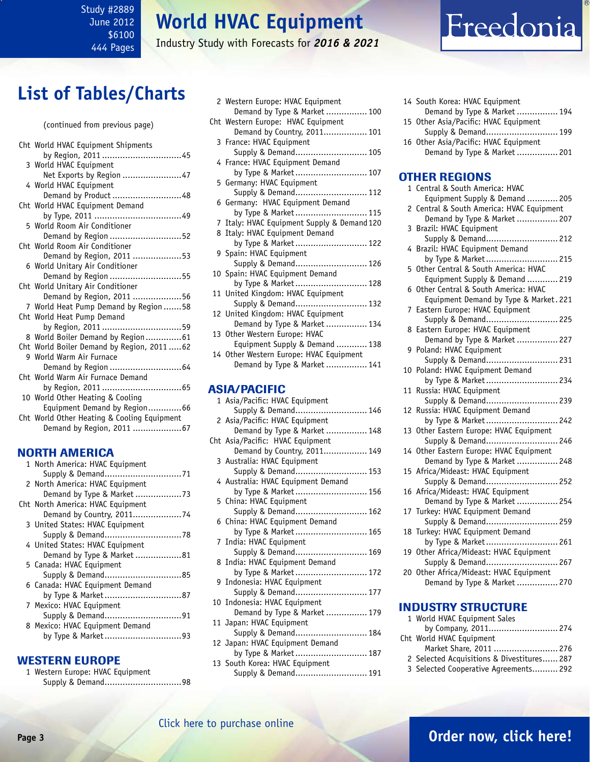# List of Tables/Charts

(continued from previous page)

- Cht World HVAC Equipment Shipments by Region, 2011 .....45
- 3 World HVAC Equipment Net Exports by Region .....47
- 4 World HVAC Equipment Demand by Product .....48
- Cht World HVAC Equipment Demand by Type, 2011 .....49
- 5 World Room Air Conditioner Demand by Region .....52
- Cht World Room Air Conditioner Demand by Region, 2011 .....53
- 6 World Unitary Air Conditioner Demand by Region .....55
- Cht World Unitary Air Conditioner Demand by Region, 2011 .....56
- 7 World Heat Pump Demand by Region .....58
- Cht World Heat Pump Demand by Region, 2011 .....59
- 8 World Boiler Demand by Region .....61
- Cht World Boiler Demand by Region, 2011 .....62
- 9 World Warm Air Furnace Demand by Region .....64
- Cht World Warm Air Furnace Demand by Region, 2011 .....65
- 10 World Other Heating & Cooling Equipment Demand by Region .....66
- Cht World Other Heating & Cooling Equipment Demand by Region, 2011 .....67

## NORTH AMERICA

- 1 North America: HVAC Equipment Supply & Demand .....71
- 2 North America: HVAC Equipment Demand by Type & Market .....73
- Cht North America: HVAC Equipment Demand by Country, 2011 .....74
- 3 United States: HVAC Equipment Supply & Demand .....78
- 4 United States: HVAC Equipment Demand by Type & Market .....81
- 5 Canada: HVAC Equipment Supply & Demand .....85
- 6 Canada: HVAC Equipment Demand by Type & Market .....87
- 7 Mexico: HVAC Equipment Supply & Demand .....91
- 8 Mexico: HVAC Equipment Demand by Type & Market .....93

## WESTERN EUROPE

- 1 Western Europe: HVAC Equipment Supply & Demand .....98
- 2 Western Europe: HVAC Equipment Demand by Type & Market .....100
- Cht Western Europe: HVAC Equipment Demand by Country, 2011 .....101
- 3 France: HVAC Equipment Supply & Demand .....105
- 4 France: HVAC Equipment Demand by Type & Market .....107
- 5 Germany: HVAC Equipment Supply & Demand .....112
- 6 Germany: HVAC Equipment Demand by Type & Market .....115
- 7 Italy: HVAC Equipment Supply & Demand .....120
- 8 Italy: HVAC Equipment Demand by Type & Market .....122
- 9 Spain: HVAC Equipment Supply & Demand .....126
- 10 Spain: HVAC Equipment Demand by Type & Market .....128
- 11 United Kingdom: HVAC Equipment Supply & Demand .....132
- 12 United Kingdom: HVAC Equipment Demand by Type & Market .....134
- 13 Other Western Europe: HVAC Equipment Supply & Demand .....138
- 14 Other Western Europe: HVAC Equipment Demand by Type & Market .....141

## ASIA/PACIFIC

- 1 Asia/Pacific: HVAC Equipment Supply & Demand .....146
- 2 Asia/Pacific: HVAC Equipment Demand by Type & Market .....148
- Cht Asia/Pacific: HVAC Equipment Demand by Country, 2011 .....149
- 3 Australia: HVAC Equipment Supply & Demand .....153
- 4 Australia: HVAC Equipment Demand by Type & Market .....156
- 5 China: HVAC Equipment Supply & Demand .....162
- 6 China: HVAC Equipment Demand by Type & Market .....165
- 7 India: HVAC Equipment Supply & Demand .....169
- 8 India: HVAC Equipment Demand by Type & Market .....172
- 9 Indonesia: HVAC Equipment Supply & Demand .....177
- 10 Indonesia: HVAC Equipment Demand by Type & Market .....179
- 11 Japan: HVAC Equipment Supply & Demand .....184
- 12 Japan: HVAC Equipment Demand by Type & Market .....187
- 13 South Korea: HVAC Equipment Supply & Demand .....191
- 14 South Korea: HVAC Equipment Demand by Type & Market .....194
- 15 Other Asia/Pacific: HVAC Equipment Supply & Demand .....199
- 16 Other Asia/Pacific: HVAC Equipment Demand by Type & Market .....201

## OTHER REGIONS

- 1 Central & South America: HVAC Equipment Supply & Demand .....205
- 2 Central & South America: HVAC Equipment Demand by Type & Market .....207
- 3 Brazil: HVAC Equipment Supply & Demand .....212
- 4 Brazil: HVAC Equipment Demand by Type & Market .....215
- 5 Other Central & South America: HVAC Equipment Supply & Demand .....219
- 6 Other Central & South America: HVAC Equipment Demand by Type & Market .....221
- 7 Eastern Europe: HVAC Equipment Supply & Demand .....225
- 8 Eastern Europe: HVAC Equipment Demand by Type & Market .....227
- 9 Poland: HVAC Equipment Supply & Demand .....231
- 10 Poland: HVAC Equipment Demand by Type & Market .....234
- 11 Russia: HVAC Equipment Supply & Demand .....239
- 12 Russia: HVAC Equipment Demand by Type & Market .....242
- 13 Other Eastern Europe: HVAC Equipment Supply & Demand .....246
- 14 Other Eastern Europe: HVAC Equipment Demand by Type & Market .....248
- 15 Africa/Mideast: HVAC Equipment Supply & Demand .....252
- 16 Africa/Mideast: HVAC Equipment Demand by Type & Market .....254
- 17 Turkey: HVAC Equipment Demand Supply & Demand .....259
- 18 Turkey: HVAC Equipment Demand by Type & Market .....261
- 19 Other Africa/Mideast: HVAC Equipment Supply & Demand .....267
- 20 Other Africa/Mideast: HVAC Equipment Demand by Type & Market .....270

## INDUSTRY STRUCTURE

- 1 World HVAC Equipment Sales by Company, 2011 .....274
- Cht World HVAC Equipment Market Share, 2011 .....276
- 2 Selected Acquisitions & Divestitures .....287
- 3 Selected Cooperative Agreements .....292

Click here to purchase online

Order now, click here!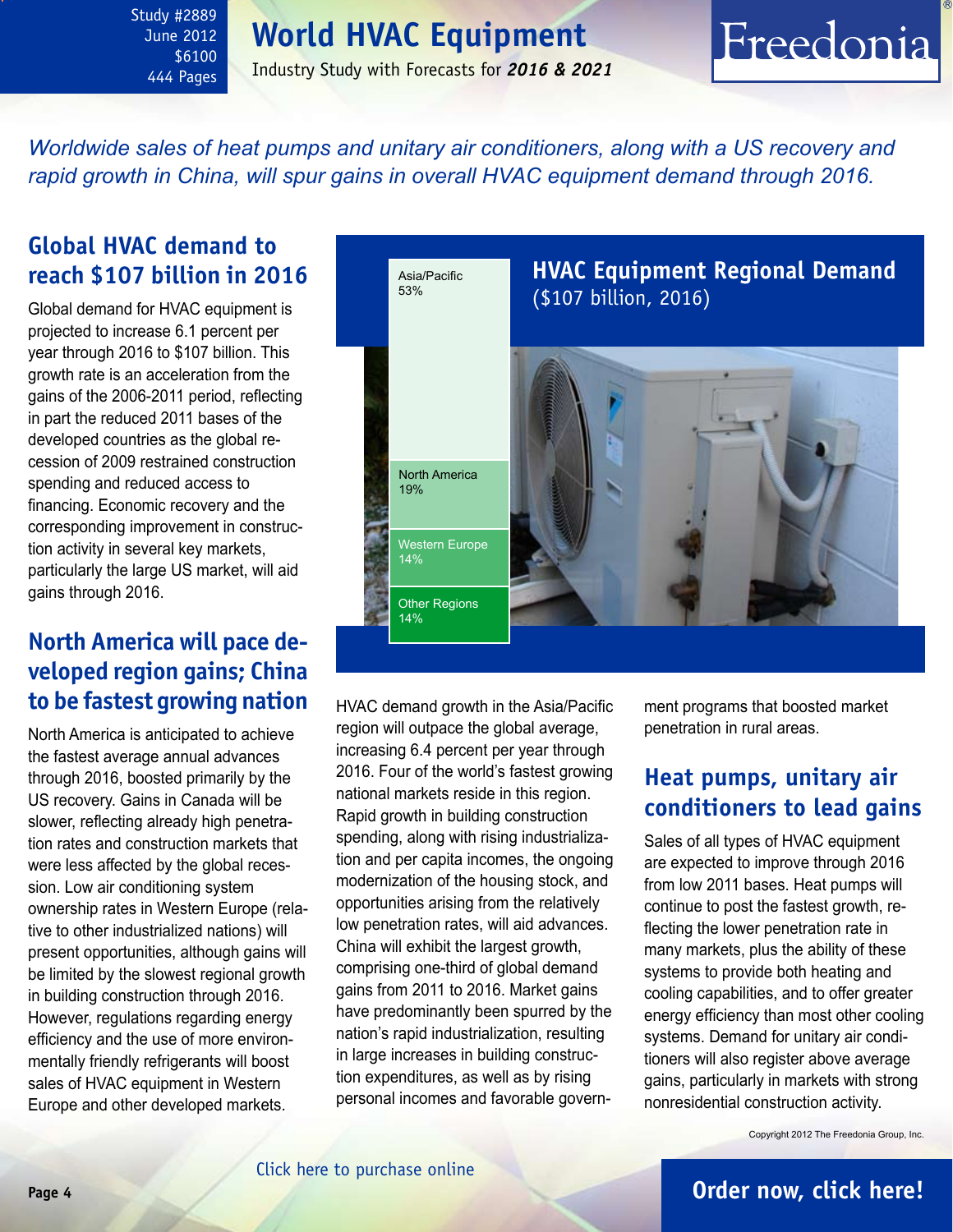*Worldwide sales of heat pumps and unitary air conditioners, along with a US recovery and rapid growth in China, will spur gains in overall HVAC equipment demand through 2016.*

## Global HVAC demand to reach $107 billion in 2016

Global demand for HVAC equipment is projected to increase 6.1 percent per year through 2016 to $107 billion. This growth rate is an acceleration from the gains of the 2006-2011 period, reflecting in part the reduced 2011 bases of the developed countries as the global recession of 2009 restrained construction spending and reduced access to financing. Economic recovery and the corresponding improvement in construction activity in several key markets, particularly the large US market, will aid gains through 2016.

## North America will pace developed region gains; China to be fastest growing nation

North America is anticipated to achieve the fastest average annual advances through 2016, boosted primarily by the US recovery. Gains in Canada will be slower, reflecting already high penetration rates and construction markets that were less affected by the global recession. Low air conditioning system ownership rates in Western Europe (relative to other industrialized nations) will present opportunities, although gains will be limited by the slowest regional growth in building construction through 2016. However, regulations regarding energy efficiency and the use of more environmentally friendly refrigerants will boost sales of HVAC equipment in Western Europe and other developed markets.

**HVAC Equipment Regional Demand**
($107 billion, 2016)

| Region | Share |
|---|---|
| Asia/Pacific | 53% |
| North America | 19% |
| Western Europe | 14% |
| Other Regions | 14% |

HVAC demand growth in the Asia/Pacific region will outpace the global average, increasing 6.4 percent per year through 2016. Four of the world's fastest growing national markets reside in this region. Rapid growth in building construction spending, along with rising industrialization and per capita incomes, the ongoing modernization of the housing stock, and opportunities arising from the relatively low penetration rates, will aid advances. China will exhibit the largest growth, comprising one-third of global demand gains from 2011 to 2016. Market gains have predominantly been spurred by the nation's rapid industrialization, resulting in large increases in building construction expenditures, as well as by rising personal incomes and favorable government programs that boosted market penetration in rural areas.

## Heat pumps, unitary air conditioners to lead gains

Sales of all types of HVAC equipment are expected to improve through 2016 from low 2011 bases. Heat pumps will continue to post the fastest growth, reflecting the lower penetration rate in many markets, plus the ability of these systems to provide both heating and cooling capabilities, and to offer greater energy efficiency than most other cooling systems. Demand for unitary air conditioners will also register above average gains, particularly in markets with strong nonresidential construction activity.

Copyright 2012 The Freedonia Group, Inc.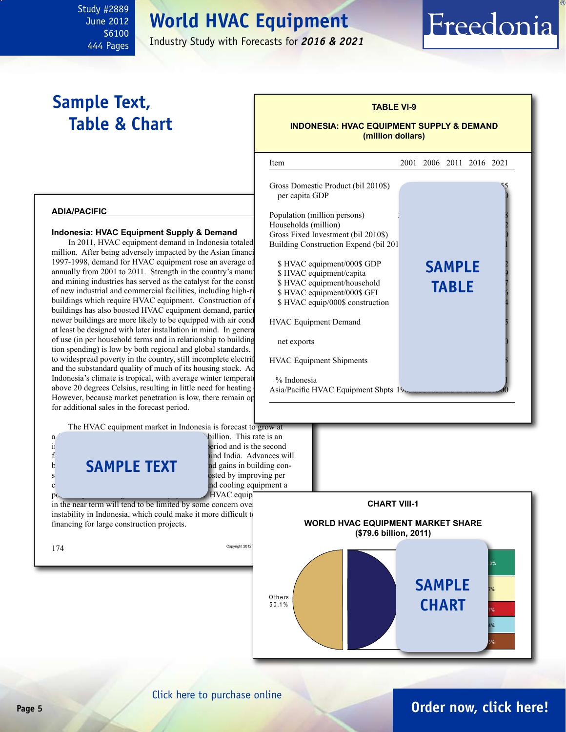# Sample Text, Table & Chart

**TABLE VI-9**

**INDONESIA: HVAC EQUIPMENT SUPPLY & DEMAND (million dollars)**

| Item | 2001 | 2006 | 2011 | 2016 | 2021 |
|---|---|---|---|---|---|
| Gross Domestic Product (bil 2010$) | | | | | 55 |
| per capita GDP | | | | | 0 |
| Population (million persons) | | | | | 8 |
| Households (million) | | | | | 2 |
| Gross Fixed Investment (bil 2010$) | | | | | 0 |
| Building Construction Expend (bil 201 | | | | | 1 |
| $ HVAC equipment/000$ GDP | | | | | 2 |
| $ HVAC equipment/capita | | | | | 9 |
| $ HVAC equipment/household | | | | | 7 |
| $ HVAC equipment/000$ GFI | | | | | 6 |
| $ HVAC equip/000$ construction | | | | | 4 |
| HVAC Equipment Demand | | | | | 5 |
| net exports | | | | | 0 |
| HVAC Equipment Shipments | | | | | 5 |
| % Indonesia | | | | | 1 |
| Asia/Pacific HVAC Equipment Shpts | 19 | | | | 00 |

SAMPLE TABLE

**ADIA/PACIFIC**

**Indonesia: HVAC Equipment Supply & Demand**

In 2011, HVAC equipment demand in Indonesia totaled million. After being adversely impacted by the Asian financi 1997-1998, demand for HVAC equipment rose an average of annually from 2001 to 2011. Strength in the country's manu and mining industries has served as the catalyst for the const of new industrial and commercial facilities, including high-ri buildings which require HVAC equipment. Construction of buildings has also boosted HVAC equipment demand, partic newer buildings are more likely to be equipped with air cond at least be designed with later installation in mind. In genera of use (in per household terms and in relationship to building tion spending) is low by both regional and global standards. to widespread poverty in the country, still incomplete electrif and the substandard quality of much of its housing stock. Ad Indonesia's climate is tropical, with average winter temperatu above 20 degrees Celsius, resulting in little need for heating However, because market penetration is low, there remain op for additional sales in the forecast period.

The HVAC equipment market in Indonesia is forecast to grow at a billion. This rate is an i period and is the second f ind India. Advances will b nd gains in building con- s sted by improving per c nd cooling equipment a p HVAC equip in the near term will tend to be limited by some concern ove instability in Indonesia, which could make it more difficult t financing for large construction projects.

SAMPLE TEXT

**CHART VIII-1**

**WORLD HVAC EQUIPMENT MARKET SHARE ($79.6 billion, 2011)**

Others 50.1%

SAMPLE CHART

Click here to purchase online

Order now, click here!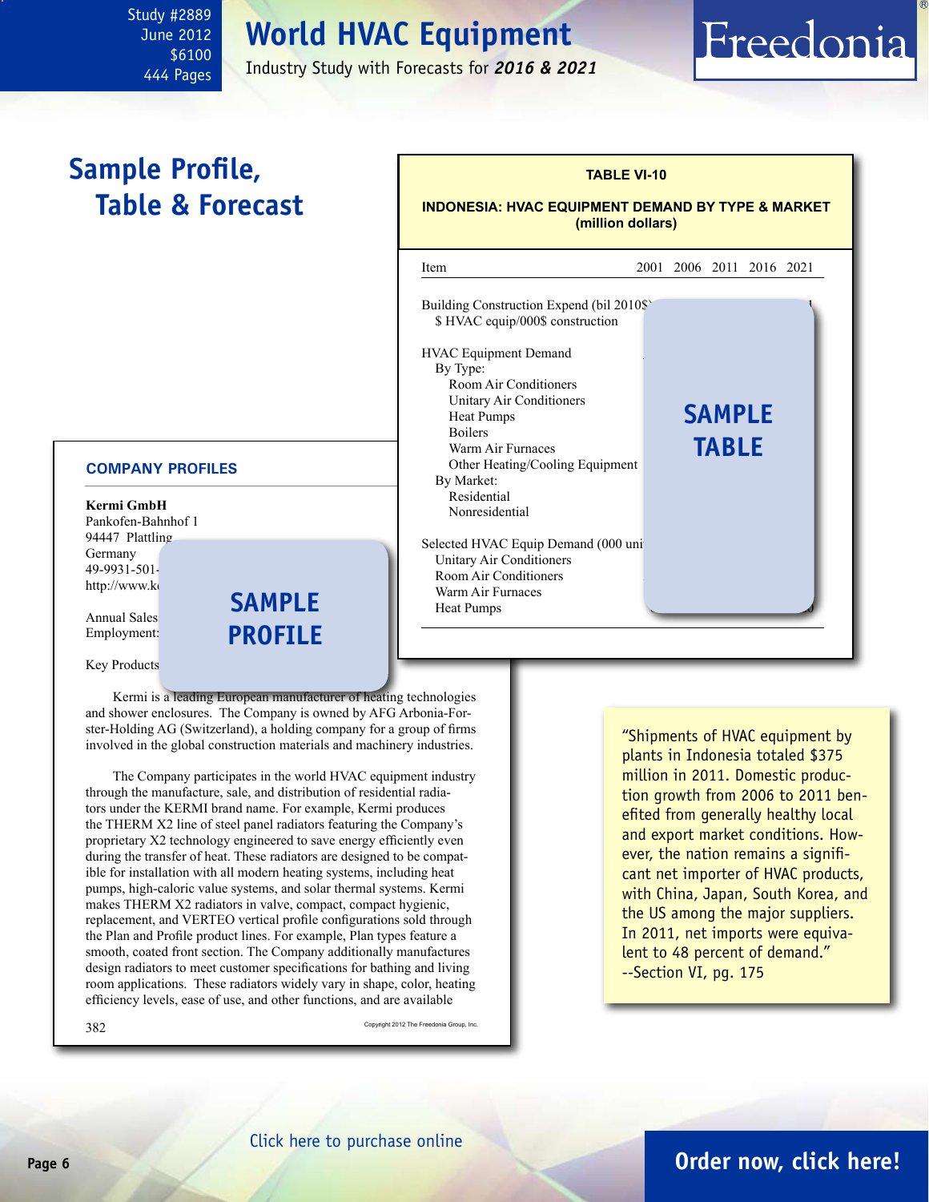# World HVAC Equipment

Industry Study with Forecasts for ***2016 & 2021***

Study #2889
June 2012
$6100
444 Pages

## Sample Profile, Table & Forecast

**TABLE VI-10**

**INDONESIA: HVAC EQUIPMENT DEMAND BY TYPE & MARKET (million dollars)**

| Item | 2001 | 2006 | 2011 | 2016 | 2021 |
|---|---|---|---|---|---|
| Building Construction Expend (bil 2010$) | | | | | |
| $ HVAC equip/000$ construction | | | | | |
| HVAC Equipment Demand | | | | | |
| By Type: | | | | | |
| Room Air Conditioners | | | | | |
| Unitary Air Conditioners | | | | | |
| Heat Pumps | | | | | |
| Boilers | | | | | |
| Warm Air Furnaces | | | | | |
| Other Heating/Cooling Equipment | | | | | |
| By Market: | | | | | |
| Residential | | | | | |
| Nonresidential | | | | | |
| Selected HVAC Equip Demand (000 units) | | | | | |
| Unitary Air Conditioners | | | | | |
| Room Air Conditioners | | | | | |
| Warm Air Furnaces | | | | | |
| Heat Pumps | | | | | |

**SAMPLE TABLE**

**COMPANY PROFILES**

**Kermi GmbH**
Pankofen-Bahnhof 1
94447 Plattling
Germany
49-9931-501-
http://www.k

Annual Sales
Employment:

Key Products

**SAMPLE PROFILE**

Kermi is a leading European manufacturer of heating technologies and shower enclosures. The Company is owned by AFG Arbonia-Forster-Holding AG (Switzerland), a holding company for a group of firms involved in the global construction materials and machinery industries.

The Company participates in the world HVAC equipment industry through the manufacture, sale, and distribution of residential radiators under the KERMI brand name. For example, Kermi produces the THERM X2 line of steel panel radiators featuring the Company's proprietary X2 technology engineered to save energy efficiently even during the transfer of heat. These radiators are designed to be compatible for installation with all modern heating systems, including heat pumps, high-caloric value systems, and solar thermal systems. Kermi makes THERM X2 radiators in valve, compact, compact hygienic, replacement, and VERTEO vertical profile configurations sold through the Plan and Profile product lines. For example, Plan types feature a smooth, coated front section. The Company additionally manufactures design radiators to meet customer specifications for bathing and living room applications. These radiators widely vary in shape, color, heating efficiency levels, ease of use, and other functions, and are available

382 Copyright 2012 The Freedonia Group, Inc.

"Shipments of HVAC equipment by plants in Indonesia totaled $375 million in 2011. Domestic production growth from 2006 to 2011 benefited from generally healthy local and export market conditions. However, the nation remains a significant net importer of HVAC products, with China, Japan, South Korea, and the US among the major suppliers. In 2011, net imports were equivalent to 48 percent of demand."
--Section VI, pg. 175

Click here to purchase online

**Order now, click here!**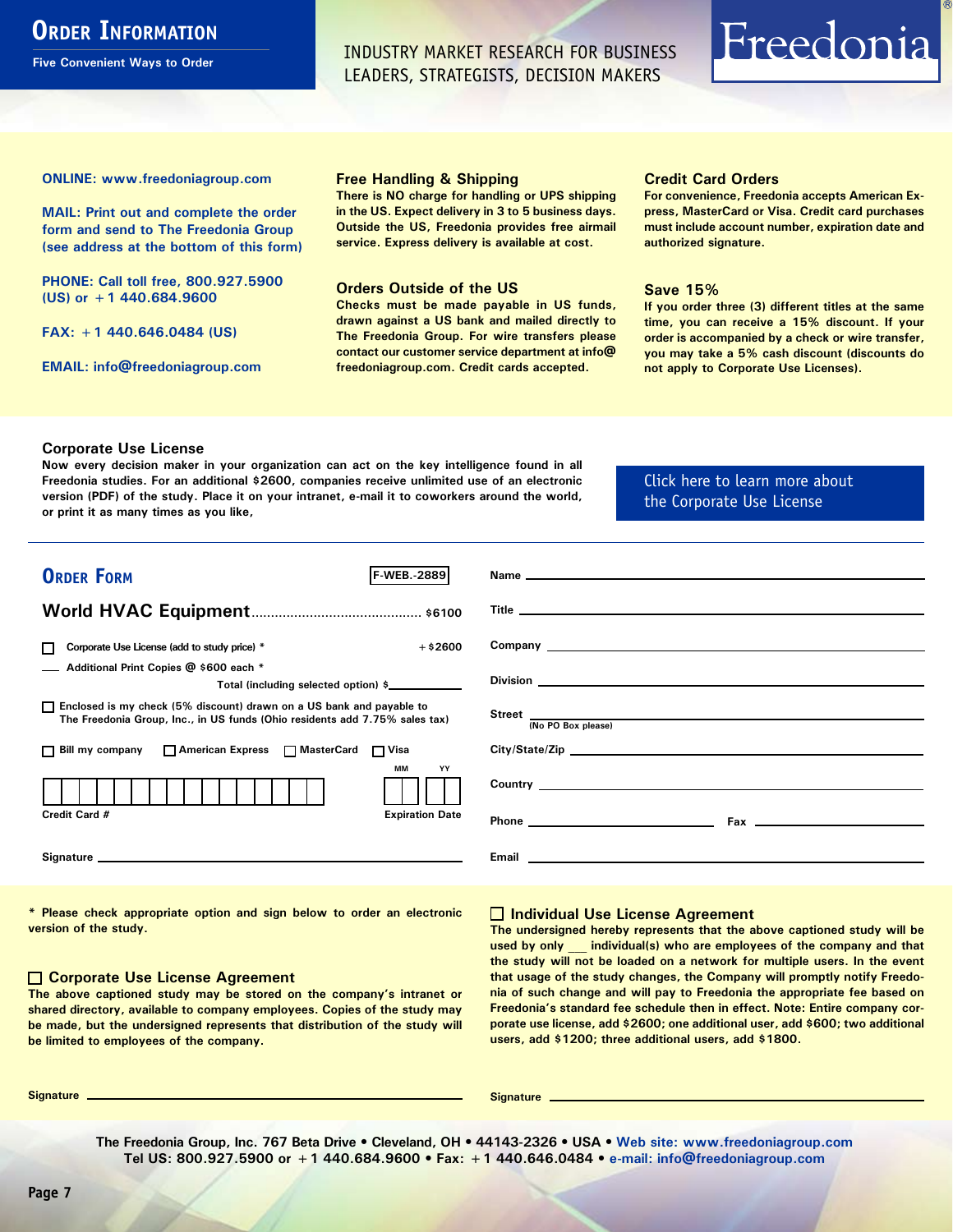# Order Information

Five Convenient Ways to Order

INDUSTRY MARKET RESEARCH FOR BUSINESS LEADERS, STRATEGISTS, DECISION MAKERS

Freedonia®

**ONLINE: www.freedoniagroup.com**

**MAIL: Print out and complete the order form and send to The Freedonia Group (see address at the bottom of this form)**

**PHONE: Call toll free, 800.927.5900 (US) or +1 440.684.9600**

**FAX: +1 440.646.0484 (US)**

**EMAIL: info@freedoniagroup.com**

## Free Handling & Shipping

There is NO charge for handling or UPS shipping in the US. Expect delivery in 3 to 5 business days. Outside the US, Freedonia provides free airmail service. Express delivery is available at cost.

## Orders Outside of the US

Checks must be made payable in US funds, drawn against a US bank and mailed directly to The Freedonia Group. For wire transfers please contact our customer service department at info@freedoniagroup.com. Credit cards accepted.

## Credit Card Orders

For convenience, Freedonia accepts American Express, MasterCard or Visa. Credit card purchases must include account number, expiration date and authorized signature.

## Save 15%

If you order three (3) different titles at the same time, you can receive a 15% discount. If your order is accompanied by a check or wire transfer, you may take a 5% cash discount (discounts do not apply to Corporate Use Licenses).

## Corporate Use License

Now every decision maker in your organization can act on the key intelligence found in all Freedonia studies. For an additional $2600, companies receive unlimited use of an electronic version (PDF) of the study. Place it on your intranet, e-mail it to coworkers around the world, or print it as many times as you like,

Click here to learn more about the Corporate Use License

## Order Form

F-WEB.-2889

**World HVAC Equipment** ........................................... $6100

☐ Corporate Use License (add to study price) * +$2600

___ Additional Print Copies @ $600 each *

Total (including selected option) $___________

☐ Enclosed is my check (5% discount) drawn on a US bank and payable to The Freedonia Group, Inc., in US funds (Ohio residents add 7.75% sales tax)

☐ Bill my company ☐ American Express ☐ MasterCard ☐ Visa

Credit Card # ___________ Expiration Date MM YY

Signature ___________

Name ___________

Title ___________

Company ___________

Division ___________

Street ___________ (No PO Box please)

City/State/Zip ___________

Country ___________

Phone ___________ Fax ___________

Email ___________

\* Please check appropriate option and sign below to order an electronic version of the study.

### ☐ Corporate Use License Agreement

The above captioned study may be stored on the company's intranet or shared directory, available to company employees. Copies of the study may be made, but the undersigned represents that distribution of the study will be limited to employees of the company.

Signature ___________

### ☐ Individual Use License Agreement

The undersigned hereby represents that the above captioned study will be used by only ___ individual(s) who are employees of the company and that the study will not be loaded on a network for multiple users. In the event that usage of the study changes, the Company will promptly notify Freedonia of such change and will pay to Freedonia the appropriate fee based on Freedonia's standard fee schedule then in effect. Note: Entire company corporate use license, add $2600; one additional user, add $600; two additional users, add $1200; three additional users, add $1800.

Signature ___________

The Freedonia Group, Inc. 767 Beta Drive • Cleveland, OH • 44143-2326 • USA • Web site: www.freedoniagroup.com
Tel US: 800.927.5900 or +1 440.684.9600 • Fax: +1 440.646.0484 • e-mail: info@freedoniagroup.com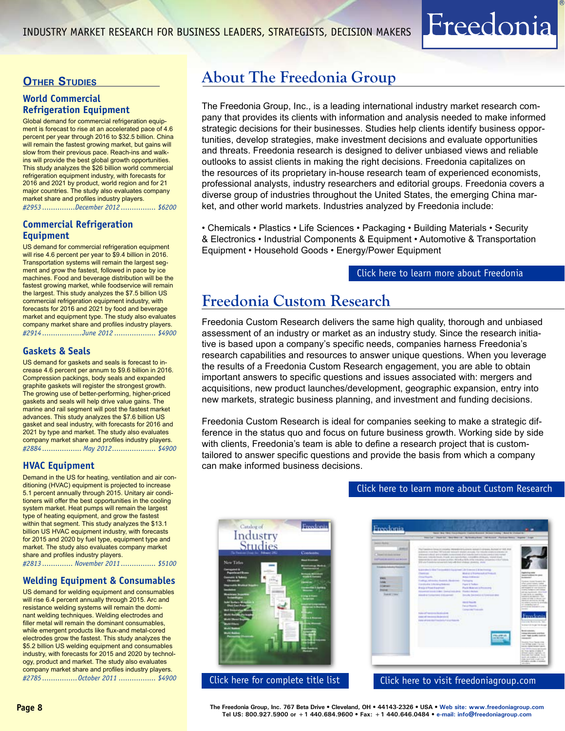## Other Studies

### World Commercial Refrigeration Equipment

Global demand for commercial refrigeration equipment is forecast to rise at an accelerated pace of 4.6 percent per year through 2016 to $32.5 billion. China will remain the fastest growing market, but gains will slow from their previous pace. Reach-ins and walk-ins will provide the best global growth opportunities. This study analyzes the $26 billion world commercial refrigeration equipment industry, with forecasts for 2016 and 2021 by product, world region and for 21 major countries. The study also evaluates company market share and profiles industry players.

*#2953 ............... December 2012 ................ $6200*

### Commercial Refrigeration Equipment

US demand for commercial refrigeration equipment will rise 4.6 percent per year to $9.4 billion in 2016. Transportation systems will remain the largest segment and grow the fastest, followed in pace by ice machines. Food and beverage distribution will be the fastest growing market, while foodservice will remain the largest. This study analyzes the $7.5 billion US commercial refrigeration equipment industry, with forecasts for 2016 and 2021 by food and beverage market and equipment type. The study also evaluates company market share and profiles industry players.

*#2914 .................. June 2012 ................... $4900*

### Gaskets & Seals

US demand for gaskets and seals is forecast to increase 4.6 percent per annum to $9.6 billion in 2016. Compression packings, body seals and expanded graphite gaskets will register the strongest growth. The growing use of better-performing, higher-priced gaskets and seals will help drive value gains. The marine and rail segment will post the fastest market advances. This study analyzes the $7.6 billion US gasket and seal industry, with forecasts for 2016 and 2021 by type and market. The study also evaluates company market share and profiles industry players.

*#2884 .................. May 2012 .................... $4900*

### HVAC Equipment

Demand in the US for heating, ventilation and air conditioning (HVAC) equipment is projected to increase 5.1 percent annually through 2015. Unitary air conditioners will offer the best opportunities in the cooling system market. Heat pumps will remain the largest type of heating equipment, and grow the fastest within that segment. This study analyzes the $13.1 billion US HVAC equipment industry, with forecasts for 2015 and 2020 by fuel type, equipment type and market. The study also evaluates company market share and profiles industry players.

*#2813 ............. November 2011 ................ $5100*

### Welding Equipment & Consumables

US demand for welding equipment and consumables will rise 6.4 percent annually through 2015. Arc and resistance welding systems will remain the dominant welding techniques. Welding electrodes and filler metal will remain the dominant consumables, while emergent products like flux-and metal-cored electrodes grow the fastest. This study analyzes the $5.2 billion US welding equipment and consumables industry, with forecasts for 2015 and 2020 by technology, product and market. The study also evaluates company market share and profiles industry players.

*#2785 ................ October 2011 ................. $4900*

## About The Freedonia Group

The Freedonia Group, Inc., is a leading international industry market research company that provides its clients with information and analysis needed to make informed strategic decisions for their businesses. Studies help clients identify business opportunities, develop strategies, make investment decisions and evaluate opportunities and threats. Freedonia research is designed to deliver unbiased views and reliable outlooks to assist clients in making the right decisions. Freedonia capitalizes on the resources of its proprietary in-house research team of experienced economists, professional analysts, industry researchers and editorial groups. Freedonia covers a diverse group of industries throughout the United States, the emerging China market, and other world markets. Industries analyzed by Freedonia include:

• Chemicals • Plastics • Life Sciences • Packaging • Building Materials • Security & Electronics • Industrial Components & Equipment • Automotive & Transportation Equipment • Household Goods • Energy/Power Equipment

Click here to learn more about Freedonia

## Freedonia Custom Research

Freedonia Custom Research delivers the same high quality, thorough and unbiased assessment of an industry or market as an industry study. Since the research initiative is based upon a company's specific needs, companies harness Freedonia's research capabilities and resources to answer unique questions. When you leverage the results of a Freedonia Custom Research engagement, you are able to obtain important answers to specific questions and issues associated with: mergers and acquisitions, new product launches/development, geographic expansion, entry into new markets, strategic business planning, and investment and funding decisions.

Freedonia Custom Research is ideal for companies seeking to make a strategic difference in the status quo and focus on future business growth. Working side by side with clients, Freedonia's team is able to define a research project that is custom-tailored to answer specific questions and provide the basis from which a company can make informed business decisions.

Click here to learn more about Custom Research

Click here for complete title list

Click here to visit freedoniagroup.com

**The Freedonia Group, Inc. 767 Beta Drive • Cleveland, OH • 44143-2326 • USA • Web site: www.freedoniagroup.com**
**Tel US: 800.927.5900 or +1 440.684.9600 • Fax: +1 440.646.0484 • e-mail: info@freedoniagroup.com**